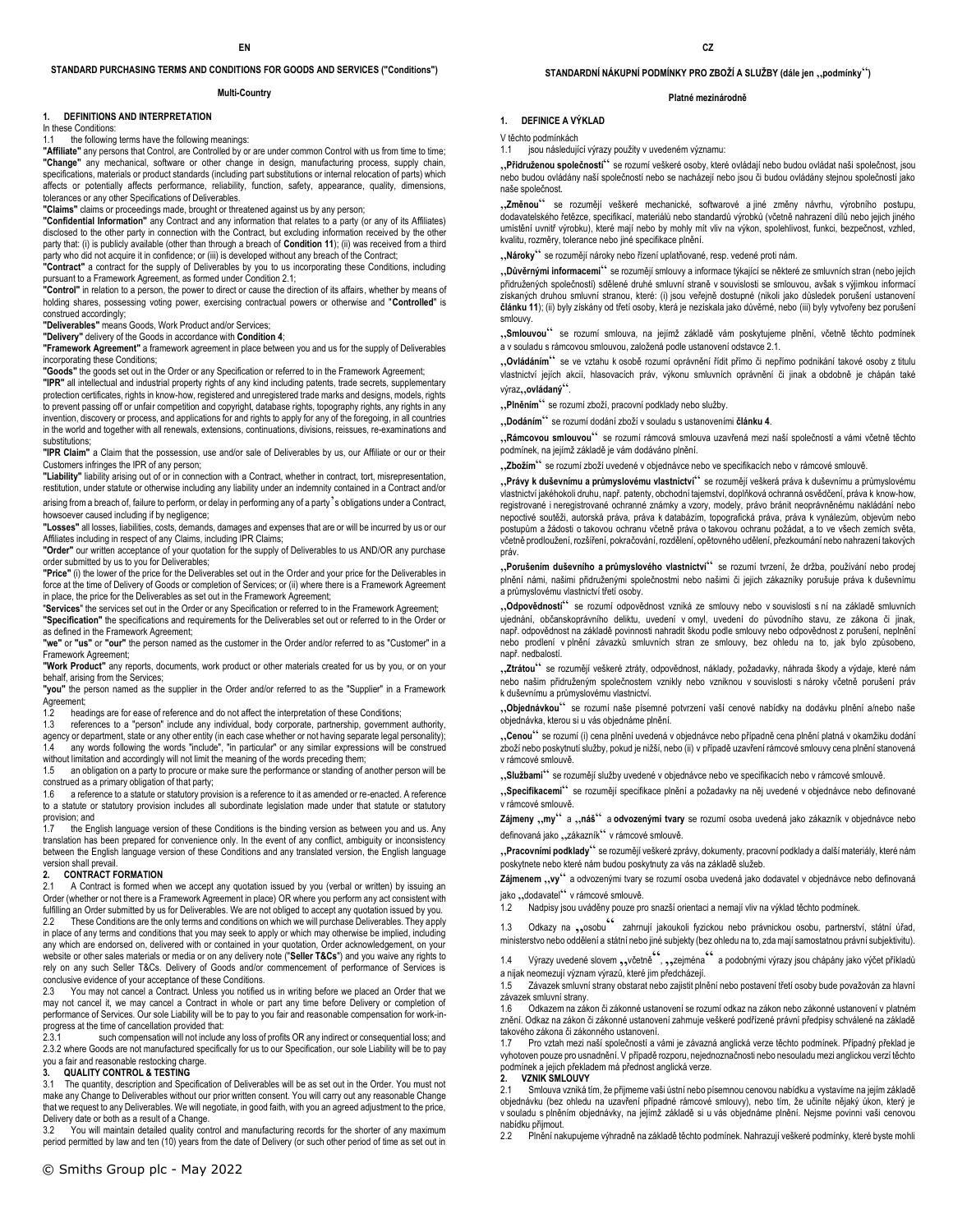EN

**STANDARD PURCHASING TERMS AND CONDITIONS FOR GOODS AND SERVICES ("Conditions")**

**Multi-Country**

## 1. DEFINITIONS AND INTERPRETATION

In these Conditions:

1.1 the following terms have the following meanings:

**"Affiliate"** any persons that Control, are Controlled by or are under common Control with us from time to time;

**"Change"** any mechanical, software or other change in design, manufacturing process, supply chain, specifications, materials or product standards (including part substitutions or internal relocation of parts) which affects or potentially affects performance, reliability, function, safety, appearance, quality, dimensions, tolerances or any other Specifications of Deliverables.

**"Claims"** claims or proceedings made, brought or threatened against us by any person;

**"Confidential Information"** any Contract and any information that relates to a party (or any of its Affiliates) disclosed to the other party in connection with the Contract, but excluding information received by the other party that: (i) is publicly available (other than through a breach of **Condition 11**); (ii) was received from a third party who did not acquire it in confidence; or (iii) is developed without any breach of the Contract;

**"Contract"** a contract for the supply of Deliverables by you to us incorporating these Conditions, including pursuant to a Framework Agreement, as formed under Condition 2.1;

**"Control"** in relation to a person, the power to direct or cause the direction of its affairs, whether by means of holding shares, possessing voting power, exercising contractual powers or otherwise and "**Controlled**" is construed accordingly;

**"Deliverables"** means Goods, Work Product and/or Services;

**"Delivery"** delivery of the Goods in accordance with **Condition 4**;

**"Framework Agreement"** a framework agreement in place between you and us for the supply of Deliverables incorporating these Conditions;

**"Goods"** the goods set out in the Order or any Specification or referred to in the Framework Agreement;

**"IPR"** all intellectual and industrial property rights of any kind including patents, trade secrets, supplementary protection certificates, rights in know-how, registered and unregistered trade marks and designs, models, rights to prevent passing off or unfair competition and copyright, database rights, topography rights, any rights in any invention, discovery or process, and applications for and rights to apply for any of the foregoing, in all countries in the world and together with all renewals, extensions, continuations, divisions, reissues, re-examinations and substitutions;

**"IPR Claim"** a Claim that the possession, use and/or sale of Deliverables by us, our Affiliate or our or their Customers infringes the IPR of any person;

**"Liability"** liability arising out of or in connection with a Contract, whether in contract, tort, misrepresentation, restitution, under statute or otherwise including any liability under an indemnity contained in a Contract and/or arising from a breach of, failure to perform, or delay in performing any of a party's obligations under a Contract, howsoever caused including if by negligence;

**"Losses"** all losses, liabilities, costs, demands, damages and expenses that are or will be incurred by us or our Affiliates including in respect of any Claims, including IPR Claims;

**"Order"** our written acceptance of your quotation for the supply of Deliverables to us AND/OR any purchase order submitted by us to you for Deliverables;

**"Price"** (i) the lower of the price for the Deliverables set out in the Order and your price for the Deliverables in force at the time of Delivery of Goods or completion of Services; or (ii) where there is a Framework Agreement in place, the price for the Deliverables as set out in the Framework Agreement;

**"Services"** the services set out in the Order or any Specification or referred to in the Framework Agreement;

**"Specification"** the specifications and requirements for the Deliverables set out or referred to in the Order or as defined in the Framework Agreement;

**"we"** or **"us"** or **"our"** the person named as the customer in the Order and/or referred to as "Customer" in a Framework Agreement;

**"Work Product"** any reports, documents, work product or other materials created for us by you, or on your behalf, arising from the Services;

**"you"** the person named as the supplier in the Order and/or referred to as the "Supplier" in a Framework Agreement;

1.2 headings are for ease of reference and do not affect the interpretation of these Conditions;

1.3 references to a "person" include any individual, body corporate, partnership, government authority, agency or department, state or any other entity (in each case whether or not having separate legal personality);

1.4 any words following the words "include", "in particular" or any similar expressions will be construed without limitation and accordingly will not limit the meaning of the words preceding them;

1.5 an obligation on a party to procure or make sure the performance or standing of another person will be construed as a primary obligation of that party;

1.6 a reference to a statute or statutory provision is a reference to it as amended or re-enacted. A reference to a statute or statutory provision includes all subordinate legislation made under that statute or statutory provision; and

1.7 the English language version of these Conditions is the binding version as between you and us. Any translation has been prepared for convenience only. In the event of any conflict, ambiguity or inconsistency between the English language version of these Conditions and any translated version, the English language version shall prevail.

## 2. CONTRACT FORMATION

2.1 A Contract is formed when we accept any quotation issued by you (verbal or written) by issuing an Order (whether or not there is a Framework Agreement in place) OR where you perform any act consistent with fulfilling an Order submitted by us for Deliverables. We are not obliged to accept any quotation issued by you.

2.2 These Conditions are the only terms and conditions on which we will purchase Deliverables. They apply in place of any terms and conditions that you may seek to apply or which may otherwise be implied, including any which are endorsed on, delivered with or contained in your quotation, Order acknowledgement, on your website or other sales materials or media or on any delivery note ("**Seller T&Cs**") and you waive any rights to rely on any such Seller T&Cs. Delivery of Goods and/or commencement of performance of Services is conclusive evidence of your acceptance of these Conditions.

2.3 You may not cancel a Contract. Unless you notified us in writing before we placed an Order that we may not cancel it, we may cancel a Contract in whole or part any time before Delivery or completion of performance of Services. Our sole Liability will be to pay to you fair and reasonable compensation for work-in-progress at the time of cancellation provided that:

2.3.1 such compensation will not include any loss of profits OR any indirect or consequential loss; and

2.3.2 where Goods are not manufactured specifically for us to our Specification, our sole Liability will be to pay you a fair and reasonable restocking charge.

## 3. QUALITY CONTROL & TESTING

3.1 The quantity, description and Specification of Deliverables will be as set out in the Order. You must not make any Change to Deliverables without our prior written consent. You will carry out any reasonable Change that we request to any Deliverables. We will negotiate, in good faith, with you an agreed adjustment to the price, Delivery date or both as a result of a Change.

3.2 You will maintain detailed quality control and manufacturing records for the shorter of any maximum period permitted by law and ten (10) years from the date of Delivery (or such other period of time as set out in

CZ

**STANDARDNÍ NÁKUPNÍ PODMÍNKY PRO ZBOŽÍ A SLUŽBY (dále jen „podmínky")**

**Platné mezinárodně**

## 1. DEFINICE A VÝKLAD

V těchto podmínkách

1.1 jsou následující výrazy použity v uvedeném významu:

**„Přidruženou společností"** se rozumí veškeré osoby, které ovládají nebo budou ovládat naši společnost, jsou nebo budou ovládány naší společností nebo se nacházejí nebo jsou či budou ovládány stejnou společností jako naše společnost.

**„Změnou"** se rozumějí veškeré mechanické, softwarové a jiné změny návrhu, výrobního postupu, dodavatelského řetězce, specifikací, materiálů nebo standardů výrobků (včetně nahrazení dílů nebo jejich jiného umístění uvnitř výrobku), které mají nebo by mohly mít vliv na výkon, spolehlivost, funkci, bezpečnost, vzhled, kvalitu, rozměry, tolerance nebo jiné specifikace plnění.

**„Nároky"** se rozumějí nároky nebo řízení uplatňované, resp. vedené proti nám.

**„Důvěrnými informacemi"** se rozumějí smlouvy a informace týkající se některé ze smluvních stran (nebo jejích přidružených společností) sdělené druhé smluvní straně v souvislosti se smlouvou, avšak s výjimkou informací získaných druhou smluvní stranou, které: (i) jsou veřejně dostupné (nikoli jako důsledek porušení ustanovení **článku 11**); (ii) byly získány od třetí osoby, která je nezískala jako důvěrné, nebo (iii) byly vytvořeny bez porušení smlouvy.

**„Smlouvou"** se rozumí smlouva, na jejímž základě vám poskytujeme plnění, včetně těchto podmínek a v souladu s rámcovou smlouvou, založená podle ustanovení odstavce 2.1.

**„Ovládáním"** se ve vztahu k osobě rozumí oprávnění řídit přímo či nepřímo podnikání takové osoby z titulu vlastnictví jejích akcií, hlasovacích práv, výkonu smluvních oprávnění či jinak a obdobně je chápán také výraz **„ovládaný"**.

**„Plněním"** se rozumí zboží, pracovní podklady nebo služby.

**„Dodáním"** se rozumí dodání zboží v souladu s ustanoveními **článku 4**.

**„Rámcovou smlouvou"** se rozumí rámcová smlouva uzavřená mezi naší společností a vámi včetně těchto podmínek, na jejímž základě je vám dodáváno plnění.

**„Zbožím"** se rozumí zboží uvedené v objednávce nebo ve specifikacích nebo v rámcové smlouvě.

**„Právy k duševnímu a průmyslovému vlastnictví"** se rozumějí veškerá práva k duševnímu a průmyslovému vlastnictví jakéhokoli druhu, např. patenty, obchodní tajemství, doplňková ochranná osvědčení, práva k know-how, registrované i neregistrované ochranné známky a vzory, modely, právo bránit neoprávněnému nakládání nebo nepoctivé soutěži, autorská práva, práva k databázím, topografická práva, práva k vynálezům, objevům nebo postupům a žádosti o takovou ochranu včetně práva o takovou ochranu požádat, a to ve všech zemích světa, včetně prodloužení, rozšíření, pokračování, rozdělení, opětovného udělení, přezkoumání nebo nahrazení takových práv.

**„Porušením duševního a průmyslového vlastnictví"** se rozumí tvrzení, že držba, používání nebo prodej plnění námi, našimi přidruženými společnostmi nebo našimi či jejich zákazníky porušuje práva k duševnímu a průmyslovému vlastnictví třetí osoby.

**„Odpovědností"** se rozumí odpovědnost vzniklá ze smlouvy nebo v souvislosti s ní na základě smluvních ujednání, občanskoprávního deliktu, uvedení v omyl, uvedení do původního stavu, ze zákona či jinak, např. odpovědnost na základě povinnosti nahradit škodu podle smlouvy nebo odpovědnost z porušení, neplnění nebo prodlení v plnění závazků smluvních stran ze smlouvy, bez ohledu na to, jak bylo způsobeno, např. nedbalostí.

**„Ztrátou"** se rozumějí veškeré ztráty, odpovědnost, náklady, požadavky, náhrada škody a výdaje, které nám nebo našim přidruženým společnostem vznikly nebo vzniknou v souvislosti s nároky včetně porušení práv k duševnímu a průmyslovému vlastnictví.

**„Objednávkou"** se rozumí naše písemné potvrzení vaší cenové nabídky na dodávku plnění a/nebo naše objednávka, kterou si u vás objednáme plnění.

**„Cenou"** se rozumí (i) cena plnění uvedená v objednávce nebo případně cena plnění platná v okamžiku dodání zboží nebo poskytnutí služby, pokud je nižší, nebo (ii) v případě uzavření rámcové smlouvy cena plnění stanovená v rámcové smlouvě.

**„Službami"** se rozumějí služby uvedené v objednávce nebo ve specifikacích nebo v rámcové smlouvě.

**„Specifikacemi"** se rozumějí specifikace plnění a požadavky na něj uvedené v objednávce nebo definované v rámcové smlouvě.

**Zájmeny „my"** a **„náš"** a **odvozenými tvary** se rozumí osoba uvedená jako zákazník v objednávce nebo definovaná jako „zákazník" v rámcové smlouvě.

**„Pracovními podklady"** se rozumějí veškeré zprávy, dokumenty, pracovní podklady a další materiály, které nám poskytnete nebo které nám budou poskytnuty za vás na základě služeb.

**Zájmenem „vy"** a odvozenými tvary se rozumí osoba uvedená jako dodavatel v objednávce nebo definovaná jako „dodavatel" v rámcové smlouvě.

1.2 Nadpisy jsou uváděny pouze pro snazší orientaci a nemají vliv na výklad těchto podmínek.

1.3 Odkazy na „osobu" zahrnují jakoukoli fyzickou nebo právnickou osobu, partnerství, státní úřad, ministerstvo nebo oddělení a státní nebo jiné subjekty (bez ohledu na to, zda mají samostatnou právní subjektivitu).

1.4 Výrazy uvedené slovem „včetně", „zejména" a podobnými výrazy jsou chápány jako výčet příkladů a nijak neomezují význam výrazů, které jim předcházejí.

1.5 Závazek smluvní strany obstarat nebo zajistit plnění nebo postavení třetí osoby bude považován za hlavní závazek smluvní strany.

1.6 Odkazem na zákon či zákonné ustanovení se rozumí odkaz na zákon nebo zákonné ustanovení v platném znění. Odkaz na zákon či zákonné ustanovení zahrnuje veškeré podřízené právní předpisy schválené na základě takového zákona či zákonného ustanovení.

1.7 Pro vztah mezi naší společností a vámi je závazná anglická verze těchto podmínek. Případný překlad je vyhotoven pouze pro usnadnění. V případě rozporu, nejednoznačnosti nebo nesouladu mezi anglickou verzí těchto podmínek a jejich překladem má přednost anglická verze.

## 2. VZNIK SMLOUVY

2.1 Smlouva vzniká tím, že přijmeme vaši ústní nebo písemnou cenovou nabídku a vystavíme na jejím základě objednávku (bez ohledu na uzavření případné rámcové smlouvy), nebo tím, že učiníte nějaký úkon, který je v souladu s plněním objednávky, na jejímž základě si u vás objednáme plnění. Nejsme povinni vaši cenovou nabídku přijmout.

2.2 Plnění nakupujeme výhradně na základě těchto podmínek. Nahrazují veškeré podmínky, které byste mohli

© Smiths Group plc - May 2022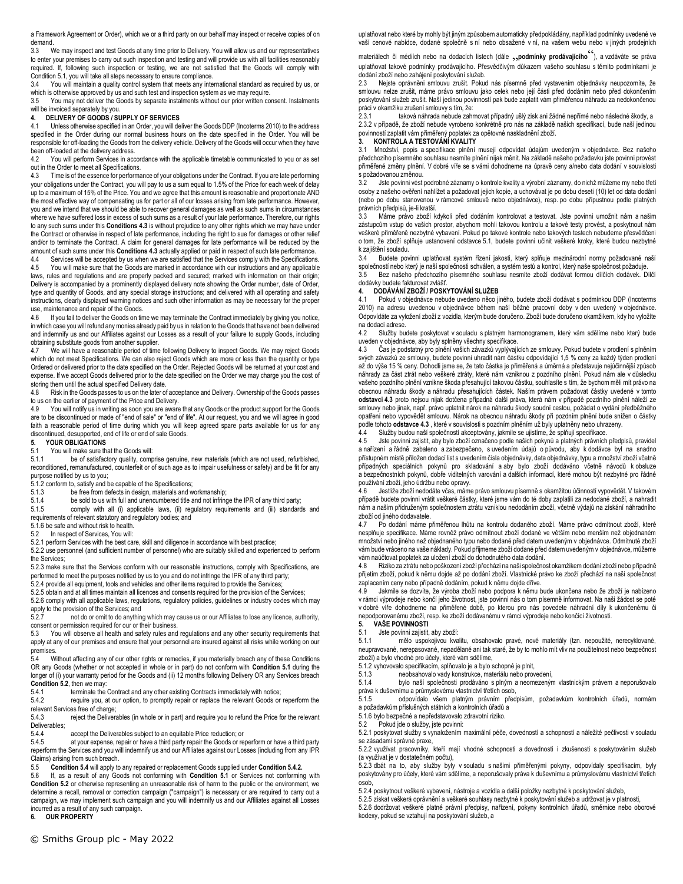a Framework Agreement or Order), which we or a third party on our behalf may inspect or receive copies of on demand.

3.3 We may inspect and test Goods at any time prior to Delivery. You will allow us and our representatives to enter your premises to carry out such inspection and testing and will provide us with all facilities reasonably required. If, following such inspection or testing, we are not satisfied that the Goods will comply with Condition 5.1, you will take all steps necessary to ensure compliance.

3.4 You will maintain a quality control system that meets any international standard as required by us, or which is otherwise approved by us and such test and inspection system as we may require.

3.5 You may not deliver the Goods by separate instalments without our prior written consent. Instalments will be invoiced separately by you.

## 4. DELIVERY OF GOODS / SUPPLY OF SERVICES

4.1 Unless otherwise specified in an Order, you will deliver the Goods DDP (Incoterms 2010) to the address specified in the Order during our normal business hours on the date specified in the Order. You will be responsible for off-loading the Goods from the delivery vehicle. Delivery of the Goods will occur when they have been off-loaded at the delivery address.

4.2 You will perform Services in accordance with the applicable timetable communicated to you or as set out in the Order to meet all Specifications.

4.3 Time is of the essence for performance of your obligations under the Contract. If you are late performing your obligations under the Contract, you will pay to us a sum equal to 1.5% of the Price for each week of delay up to a maximum of 15% of the Price. You and we agree that this amount is reasonable and proportionate AND the most effective way of compensating us for part or all of our losses arising from late performance. However, you and we intend that we should be able to recover general damages as well as such sums in circumstances where we have suffered loss in excess of such sums as a result of your late performance. Therefore, our rights to any such sums under this **Conditions 4.3** is without prejudice to any other rights which we may have under the Contract or otherwise in respect of late performance, including the right to sue for damages or other relief and/or to terminate the Contract. A claim for general damages for late performance will be reduced by the amount of such sums under this **Conditions 4.3** actually applied or paid in respect of such late performance.

4.4 Services will be accepted by us when we are satisfied that the Services comply with the Specifications.

4.5 You will make sure that the Goods are marked in accordance with our instructions and any applicable laws, rules and regulations and are properly packed and secured; marked with information on their origin; Delivery is accompanied by a prominently displayed delivery note showing the Order number, date of Order, type and quantity of Goods, and any special storage instructions; and delivered with all operating and safety instructions, clearly displayed warning notices and such other information as may be necessary for the proper use, maintenance and repair of the Goods.

4.6 If you fail to deliver the Goods on time we may terminate the Contract immediately by giving you notice, in which case you will refund any monies already paid by us in relation to the Goods that have not been delivered and indemnify us and our Affiliates against our Losses as a result of your failure to supply Goods, including obtaining substitute goods from another supplier.

4.7 We will have a reasonable period of time following Delivery to inspect Goods. We may reject Goods which do not meet Specifications. We can also reject Goods which are more or less than the quantity or type Ordered or delivered prior to the date specified on the Order. Rejected Goods will be returned at your cost and expense. If we accept Goods delivered prior to the date specified on the Order we may charge you the cost of storing them until the actual specified Delivery date.

4.8 Risk in the Goods passes to us on the later of acceptance and Delivery. Ownership of the Goods passes to us on the earlier of payment of the Price and Delivery.

4.9 You will notify us in writing as soon you are aware that any Goods or the product support for the Goods are to be discontinued or made of "end of sale" or "end of life". At our request, you and we will agree in good faith a reasonable period of time during which you will keep agreed spare parts available for us for any discontinued, desupported, end of life or end of sale Goods.

## 5. YOUR OBLIGATIONS

5.1 You will make sure that the Goods will:

5.1.1 be of satisfactory quality, comprise genuine, new materials (which are not used, refurbished, reconditioned, remanufactured, counterfeit or of such age as to impair usefulness or safety) and be fit for any purpose notified by us to you;

5.1.2 conform to, satisfy and be capable of the Specifications;

5.1.3 be free from defects in design, materials and workmanship;

5.1.4 be sold to us with full and unencumbered title and not infringe the IPR of any third party;

5.1.5 comply with all (i) applicable laws, (ii) regulatory requirements and (iii) standards and requirements of relevant statutory and regulatory bodies; and

5.1.6 be safe and without risk to health.

5.2 In respect of Services, You will:

5.2.1 perform Services with the best care, skill and diligence in accordance with best practice;

5.2.2 use personnel (and sufficient number of personnel) who are suitably skilled and experienced to perform the Services;

5.2.3 make sure that the Services conform with our reasonable instructions, comply with Specifications, are performed to meet the purposes notified by us to you and do not infringe the IPR of any third party;

5.2.4 provide all equipment, tools and vehicles and other items required to provide the Services;

5.2.5 obtain and at all times maintain all licences and consents required for the provision of the Services;

5.2.6 comply with all applicable laws, regulations, regulatory policies, guidelines or industry codes which may apply to the provision of the Services; and

5.2.7 not do or omit to do anything which may cause us or our Affiliates to lose any licence, authority, consent or permission required for our or their business.

5.3 You will observe all health and safety rules and regulations and any other security requirements that apply at any of our premises and ensure that your personnel are insured against all risks while working on our premises.

5.4 Without affecting any of our other rights or remedies, if you materially breach any of these Conditions OR any Goods (whether or not accepted in whole or in part) do not conform with **Condition 5.1** during the longer of (i) your warranty period for the Goods and (ii) 12 months following Delivery OR any Services breach **Condition 5.2**, then we may:

5.4.1 terminate the Contract and any other existing Contracts immediately with notice;

5.4.2 require you, at our option, to promptly repair or replace the relevant Goods or reperform the relevant Services free of charge;

5.4.3 reject the Deliverables (in whole or in part) and require you to refund the Price for the relevant Deliverables;

5.4.4 accept the Deliverables subject to an equitable Price reduction; or

5.4.5 at your expense, repair or have a third party repair the Goods or reperform or have a third party reperform the Services and you will indemnify us and our Affiliates against our Losses (including from any IPR Claims) arising from such breach.

5.5 **Condition 5.4** will apply to any repaired or replacement Goods supplied under **Condition 5.4.2.**

5.6 If, as a result of any Goods not conforming with **Condition 5.1** or Services not conforming with **Condition 5.2** or otherwise representing an unreasonable risk of harm to the public or the environment, we determine a recall, removal or correction campaign ("campaign") is necessary or are required to carry out a campaign, we may implement such campaign and you will indemnify us and our Affiliates against all Losses incurred as a result of any such campaign.

## 6. OUR PROPERTY

uplatňovat nebo které by mohly být jiným způsobem automaticky předpokládány, například podmínky uvedené ve vaší cenové nabídce, dodané společně s ní nebo obsažené v ní, na vašem webu nebo v jiných prodejních materiálech či médiích nebo na dodacích listech (dále **„podmínky prodávajícího“**), a vzdáváte se práva uplatňovat takové podmínky prodávajícího. Přesvědčivým důkazem vašeho souhlasu s těmito podmínkami je dodání zboží nebo zahájení poskytování služeb.

2.3 Nejste oprávněni smlouvu zrušit. Pokud nás písemně před vystavením objednávky neupozorníte, že smlouvu nelze zrušit, máme právo smlouvu jako celek nebo její části před dodáním nebo před dokončením poskytování služeb zrušit. Naší jedinou povinností pak bude zaplatit vám přiměřenou náhradu za nedokončenou práci v okamžiku zrušení smlouvy s tím, že:

2.3.1 taková náhrada nebude zahrnovat případný ušlý zisk ani žádné nepřímé nebo následné škody, a

2.3.2 v případě, že zboží nebude vyrobeno konkrétně pro nás na základě našich specifikací, bude naší jedinou povinností zaplatit vám přiměřený poplatek za opětovné naskladnění zboží.

## 3. KONTROLA A TESTOVÁNÍ KVALITY

3.1 Množství, popis a specifikace plnění musejí odpovídat údajům uvedeným v objednávce. Bez našeho předchozího písemného souhlasu nesmíte plnění nijak měnit. Na základě našeho požadavku jste povinni provést přiměřené změny plnění. V dobré víře se s vámi dohodneme na úpravě ceny a/nebo data dodání v souvislosti s požadovanou změnou.

3.2 Jste povinni vést podrobné záznamy o kontrole kvality a výrobní záznamy, do nichž můžeme my nebo třetí osoby z našeho ověření nahlížet a požadovat jejich kopie, a uchovávat je po dobu deseti (10) let od data dodání (nebo po dobu stanovenou v rámcové smlouvě nebo objednávce), resp. po dobu přípustnou podle platných právních předpisů, je-li kratší.

3.3 Máme právo zboží kdykoli před dodáním kontrolovat a testovat. Jste povinni umožnit nám a našim zástupcům vstup do vašich prostor, abychom mohli takovou kontrolu a takové testy provést, a poskytnout nám veškeré přiměřeně nezbytné vybavení. Pokud po takové kontrole nebo takových testech nebudeme přesvědčeni o tom, že zboží splňuje ustanovení odstavce 5.1, budete povinni učinit veškeré kroky, které budou nezbytné k zajištění souladu.

3.4 Budete povinni uplatňovat systém řízení jakosti, který splňuje mezinárodní normy požadované naší společností nebo který je naší společností schválen, a systém testů a kontrol, který naše společnost požaduje.

3.5 Bez našeho předchozího písemného souhlasu nesmíte zboží dodávat formou dílčích dodávek. Dílčí dodávky budete fakturovat zvlášť.

## 4. DODÁVÁNÍ ZBOŽÍ / POSKYTOVÁNÍ SLUŽEB

4.1 Pokud v objednávce nebude uvedeno něco jiného, budete zboží dodávat s podmínkou DDP (Incoterms 2010) na adresu uvedenou v objednávce během naší běžné pracovní doby v den uvedený v objednávce. Odpovídáte za vyložení zboží z vozidla, kterým bude doručeno. Zboží bude doručeno okamžikem, kdy ho vyložíte na dodací adrese.

4.2 Služby budete poskytovat v souladu s platným harmonogramem, který vám sdělíme nebo který bude uveden v objednávce, aby byly splněny všechny specifikace.

4.3 Čas je podstatný pro plnění vašich závazků vyplývajících ze smlouvy. Pokud budete v prodlení s plněním svých závazků ze smlouvy, budete povinni uhradit nám částku odpovídající 1,5 % ceny za každý týden prodlení až do výše 15 % ceny. Dohodli jsme se, že tato částka je přiměřená a úměrná a představuje nejúčinnější způsob náhrady za část ztrát nebo veškeré ztráty, které nám vzniknou z pozdního plnění. Pokud nám ale v důsledku vašeho pozdního plnění vznikne škoda přesahující takovou částku, souhlasíte s tím, že bychom měli mít právo na obecnou náhradu škody a náhradu přesahujících částek. Naším právem požadovat částky uvedené v tomto **odstavci 4.3** proto nejsou nijak dotčena případná další práva, která nám v případě pozdního plnění náleží ze smlouvy nebo jinak, např. právo uplatnit nárok na náhradu škody soudní cestou, požádat o vydání předběžného opatření nebo vypovědět smlouvu. Nárok na obecnou náhradu škody při pozdním plnění bude snížen o částky podle tohoto **odstavce 4.3** , které v souvislosti s pozdním plněním už byly uplatněny nebo uhrazeny.

4.4 Služby budou naší společností akceptovány, jakmile se ujistíme, že splňují specifikace.

4.5 Jste povinni zajistit, aby bylo zboží označeno podle našich pokynů a platných právních předpisů, pravidel a nařízení a řádně zabaleno a zabezpečeno, s uvedením údajů o původu, aby k dodávce byl na snadno přístupném místě přiložen dodací list s uvedením čísla objednávky, data objednávky, typu a množství zboží včetně případných speciálních pokynů pro skladování a aby bylo zboží dodáváno včetně návodů k obsluze a bezpečnostních pokynů, dobře viditelných varování a dalších informací, které mohou být nezbytné pro řádné používání zboží, jeho údržbu nebo opravy.

4.6 Jestliže zboží nedodáte včas, máme právo smlouvu písemně s okamžitou účinností vypovědět. V takovém případě budete povinni vrátit veškeré částky, které jsme vám do té doby zaplatili za nedodané zboží, a nahradit nám a našim přidruženým společnostem ztrátu vzniklou nedodáním zboží, včetně výdajů na získání náhradního zboží od jiného dodavatele.

4.7 Po dodání máme přiměřenou lhůtu na kontrolu dodaného zboží. Máme právo odmítnout zboží, které nesplňuje specifikace. Máme rovněž právo odmítnout zboží dodané ve větším nebo menším než objednaném množství nebo jiného než objednaného typu nebo dodané před datem uvedeným v objednávce. Odmítnuté zboží vám bude vráceno na vaše náklady. Pokud přijmeme zboží dodané před datem uvedeným v objednávce, můžeme vám naúčtovat poplatek za uložení zboží do dohodnutého data dodání.

4.8 Riziko za ztrátu nebo poškození zboží přechází na naši společnost okamžikem dodání zboží nebo případně přijetím zboží, pokud k němu dojde až po dodání zboží. Vlastnické právo ke zboží přechází na naši společnost zaplacením ceny nebo případně dodáním, pokud k němu dojde dříve.

4.9 Jakmile se dozvíte, že výroba zboží nebo podpora k němu bude ukončena nebo že zboží je nabízeno v rámci výprodeje nebo končí jeho životnost, jste povinni nás o tom písemně informovat. Na naši žádost se poté v dobré víře dohodneme na přiměřené době, po kterou pro nás povedete náhradní díly k ukončenému či nepodporovanému zboží, resp. ke zboží dodávanému v rámci výprodeje nebo končící životnosti.

## 5. VAŠE POVINNOSTI

5.1 Jste povinni zajistit, aby zboží:

5.1.1 mělo uspokojivou kvalitu, obsahovalo pravé, nové materiály (tzn. nepoužité, nerecyklované, neupravované, nerepasované, nepadělané ani tak staré, že by to mohlo mít vliv na použitelnost nebo bezpečnost zboží) a bylo vhodné pro účely, které vám sdělíme,

5.1.2 vyhovovalo specifikacím, splňovalo je a bylo schopné je plnit,

5.1.3 neobsahovalo vady konstrukce, materiálu nebo provedení,

5.1.4 bylo naší společnosti prodáváno s plným a neomezeným vlastnickým právem a neporušovalo práva k duševnímu a průmyslovému vlastnictví třetích osob,

5.1.5 odpovídalo všem platným právním předpisům, požadavkům kontrolních úřadů, normám a požadavkům příslušných státních a kontrolních úřadů a

5.1.6 bylo bezpečné a nepředstavovalo zdravotní riziko.

5.2 Pokud jde o služby, jste povinni:

5.2.1 poskytovat služby s vynaložením maximální péče, dovedností a schopností a náležité pečlivosti v souladu se zásadami správné praxe,

5.2.2 využívat pracovníky, kteří mají vhodné schopnosti a dovednosti i zkušenosti s poskytováním služeb (a využívat je v dostatečném počtu),

5.2.3 dbát na to, aby služby byly v souladu s našimi přiměřenými pokyny, odpovídaly specifikacím, byly poskytovány pro účely, které vám sdělíme, a neporušovaly práva k duševnímu a průmyslovému vlastnictví třetích osob,

5.2.4 poskytnout veškeré vybavení, nástroje a vozidla a další položky nezbytné k poskytování služeb,

5.2.5 získat veškerá oprávnění a veškeré souhlasy nezbytné k poskytování služeb a udržovat je v platnosti,

5.2.6 dodržovat veškeré platné právní předpisy, nařízení, pokyny kontrolních úřadů, směrnice nebo oborové kodexy, pokud se vztahují na poskytování služeb, a

© Smiths Group plc - May 2022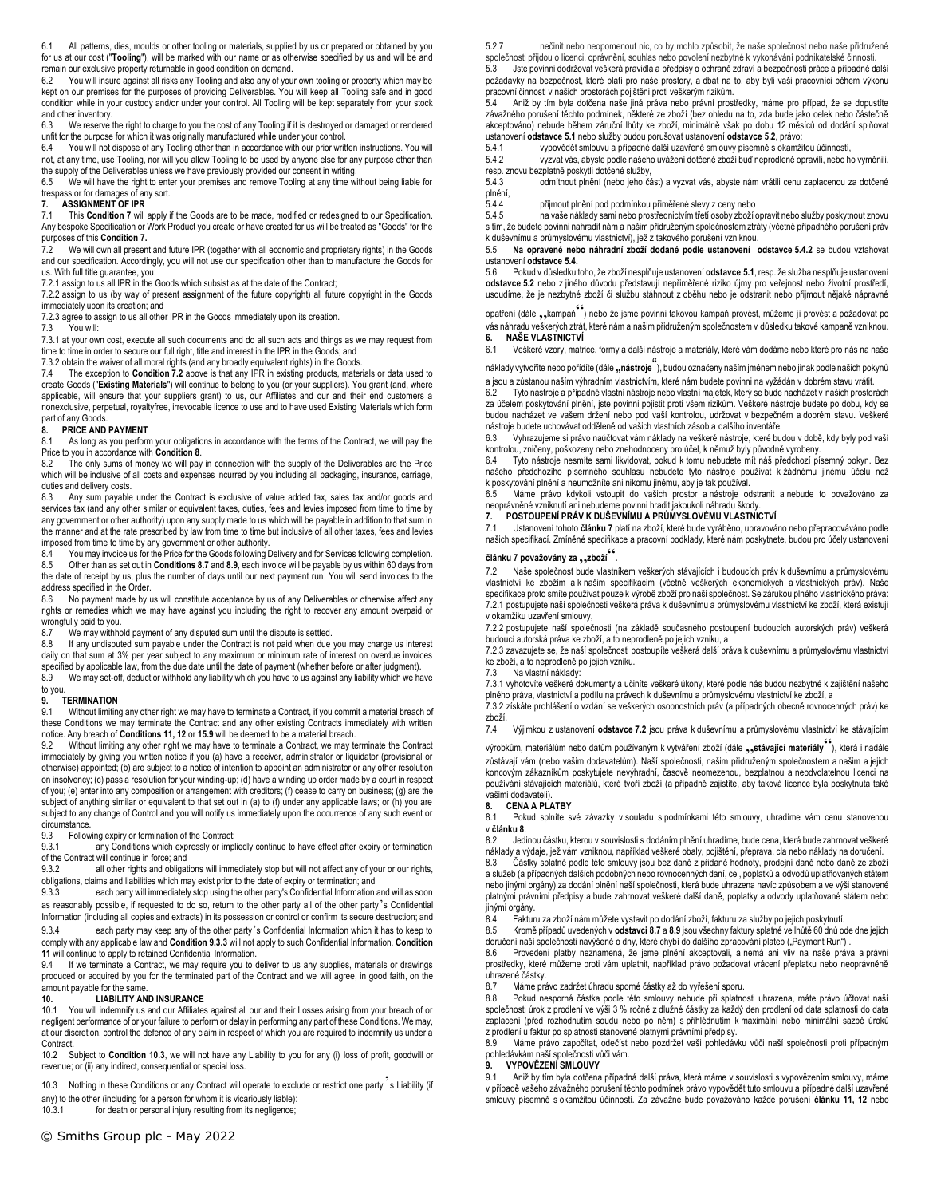6.1 All patterns, dies, moulds or other tooling or materials, supplied by us or prepared or obtained by you for us at our cost ("**Tooling**"), will be marked with our name or as otherwise specified by us and will be and remain our exclusive property returnable in good condition on demand.

6.2 You will insure against all risks any Tooling and also any of your own tooling or property which may be kept on our premises for the purposes of providing Deliverables. You will keep all Tooling safe and in good condition while in your custody and/or under your control. All Tooling will be kept separately from your stock and other inventory.

6.3 We reserve the right to charge to you the cost of any Tooling if it is destroyed or damaged or rendered unfit for the purpose for which it was originally manufactured while under your control.

6.4 You will not dispose of any Tooling other than in accordance with our prior written instructions. You will not, at any time, use Tooling, nor will you allow Tooling to be used by anyone else for any purpose other than the supply of the Deliverables unless we have previously provided our consent in writing.

6.5 We will have the right to enter your premises and remove Tooling at any time without being liable for trespass or for damages of any sort.

## 7. ASSIGNMENT OF IPR

7.1 This **Condition 7** will apply if the Goods are to be made, modified or redesigned to our Specification. Any bespoke Specification or Work Product you create or have created for us will be treated as "Goods" for the purposes of this **Condition 7.**

7.2 We will own all present and future IPR (together with all economic and proprietary rights) in the Goods and our specification. Accordingly, you will not use our specification other than to manufacture the Goods for us. With full title guarantee, you:

7.2.1 assign to us all IPR in the Goods which subsist as at the date of the Contract;

7.2.2 assign to us (by way of present assignment of the future copyright) all future copyright in the Goods immediately upon its creation; and

7.2.3 agree to assign to us all other IPR in the Goods immediately upon its creation.

7.3 You will:

7.3.1 at your own cost, execute all such documents and do all such acts and things as we may request from time to time in order to secure our full right, title and interest in the IPR in the Goods; and

7.3.2 obtain the waiver of all moral rights (and any broadly equivalent rights) in the Goods.

7.4 The exception to **Condition 7.2** above is that any IPR in existing products, materials or data used to create Goods ("**Existing Materials**") will continue to belong to you (or your suppliers). You grant (and, where applicable, will ensure that your suppliers grant) to us, our Affiliates and our and their end customers a nonexclusive, perpetual, royaltyfree, irrevocable licence to use and to have used Existing Materials which form part of any Goods.

## 8. PRICE AND PAYMENT

8.1 As long as you perform your obligations in accordance with the terms of the Contract, we will pay the Price to you in accordance with **Condition 8**.

8.2 The only sums of money we will pay in connection with the supply of the Deliverables are the Price which will be inclusive of all costs and expenses incurred by you including all packaging, insurance, carriage, duties and delivery costs.

8.3 Any sum payable under the Contract is exclusive of value added tax, sales tax and/or goods and services tax (and any other similar or equivalent taxes, duties, fees and levies imposed from time to time by any government or other authority) upon any supply made to us which will be payable in addition to that sum in the manner and at the rate prescribed by law from time to time but inclusive of all other taxes, fees and levies imposed from time to time by any government or other authority.

8.4 You may invoice us for the Price for the Goods following Delivery and for Services following completion.

8.5 Other than as set out in **Conditions 8.7** and **8.9**, each invoice will be payable by us within 60 days from the date of receipt by us, plus the number of days until our next payment run. You will send invoices to the address specified in the Order.

8.6 No payment made by us will constitute acceptance by us of any Deliverables or otherwise affect any rights or remedies which we may have against you including the right to recover any amount overpaid or wrongfully paid to you.

8.7 We may withhold payment of any disputed sum until the dispute is settled.

8.8 If any undisputed sum payable under the Contract is not paid when due you may charge us interest daily on that sum at 3% per year subject to any maximum or minimum rate of interest on overdue invoices specified by applicable law, from the due date until the date of payment (whether before or after judgment).

8.9 We may set-off, deduct or withhold any liability which you have to us against any liability which we have to you.

## 9. TERMINATION

9.1 Without limiting any other right we may have to terminate a Contract, if you commit a material breach of these Conditions we may terminate the Contract and any other existing Contracts immediately with written notice. Any breach of **Conditions 11, 12** or **15.9** will be deemed to be a material breach.

9.2 Without limiting any other right we may have to terminate a Contract, we may terminate the Contract immediately by giving you written notice if you (a) have a receiver, administrator or liquidator (provisional or otherwise) appointed; (b) are subject to a notice of intention to appoint an administrator or any other resolution on insolvency; (c) pass a resolution for your winding-up; (d) have a winding up order made by a court in respect of you; (e) enter into any composition or arrangement with creditors; (f) cease to carry on business; (g) are the subject of anything similar or equivalent to that set out in (a) to (f) under any applicable laws; or (h) you are subject to any change of Control and you will notify us immediately upon the occurrence of any such event or circumstance.

9.3 Following expiry or termination of the Contract:

9.3.1 any Conditions which expressly or impliedly continue to have effect after expiry or termination of the Contract will continue in force; and

9.3.2 all other rights and obligations will immediately stop but will not affect any of your or our rights, obligations, claims and liabilities which may exist prior to the date of expiry or termination; and

9.3.3 each party will immediately stop using the other party's Confidential Information and will as soon as reasonably possible, if requested to do so, return to the other party all of the other party's Confidential Information (including all copies and extracts) in its possession or control or confirm its secure destruction; and

9.3.4 each party may keep any of the other party's Confidential Information which it has to keep to comply with any applicable law and **Condition 9.3.3** will not apply to such Confidential Information. **Condition 11** will continue to apply to retained Confidential Information.

9.4 If we terminate a Contract, we may require you to deliver to us any supplies, materials or drawings produced or acquired by you for the terminated part of the Contract and we will agree, in good faith, on the amount payable for the same.

## 10. LIABILITY AND INSURANCE

10.1 You will indemnify us and our Affiliates against all our and their Losses arising from your breach of or negligent performance of or your failure to perform or delay in performing any part of these Conditions. We may, at our discretion, control the defence of any claim in respect of which you are required to indemnify us under a Contract.

10.2 Subject to **Condition 10.3**, we will not have any Liability to you for any (i) loss of profit, goodwill or revenue; or (ii) any indirect, consequential or special loss.

10.3 Nothing in these Conditions or any Contract will operate to exclude or restrict one party's Liability (if any) to the other (including for a person for whom it is vicariously liable):

10.3.1 for death or personal injury resulting from its negligence;

5.2.7 nečinit nebo neopomenout nic, co by mohlo způsobit, že naše společnost nebo naše přidružené společnosti přijdou o licenci, oprávnění, souhlas nebo povolení nezbytné k vykonávání podnikatelské činnosti.

5.3 Jste povinni dodržovat veškerá pravidla a předpisy o ochraně zdraví a bezpečnosti práce a případné další požadavky na bezpečnost, které platí pro naše prostory, a dbát na to, aby byli vaši pracovníci během výkonu pracovní činnosti v našich prostorách pojištěni proti veškerým rizikům.

5.4 Aniž by tím byla dotčena naše jiná práva nebo právní prostředky, máme pro případ, že se dopustíte závažného porušení těchto podmínek, některé ze zboží (bez ohledu na to, zda bude jako celek nebo částečně akceptováno) nebude během záruční lhůty ke zboží, minimálně však po dobu 12 měsíců od dodání splňovat ustanovení **odstavce 5.1** nebo služby budou porušovat ustanovení **odstavce 5.2**, právo:

5.4.1 vypovědět smlouvu a případné další uzavřené smluvy písemně s okamžitou účinností,

5.4.2 vyzvat vás, abyste podle našeho uvážení dotčené zboží buď neprodleně opravili, nebo ho vyměnili, resp. znovu bezplatně poskytli dotčené služby,

5.4.3 odmítnout plnění (nebo jeho část) a vyzvat vás, abyste nám vrátili cenu zaplacenou za dotčené plnění,

5.4.4 přijmout plnění pod podmínkou přiměřené slevy z ceny nebo

5.4.5 na vaše náklady sami nebo prostřednictvím třetí osoby zboží opravit nebo služby poskytnout znovu s tím, že budete povinni nahradit nám a našim přidruženým společnostem ztráty (včetně případného porušení práv k duševnímu a průmyslovému vlastnictví), jež z takového porušení vzniknou.

5.5 **Na opravené nebo náhradní zboží dodané podle ustanovení odstavce 5.4.2 se budou vztahovat ustanovení odstavce 5.4.**

5.6 Pokud v důsledku toho, že zboží nesplňuje ustanovení **odstavce 5.1**, resp. že služba nesplňuje ustanovení **odstavce 5.2** nebo z jiného důvodu představují nepřiměřené riziko újmy pro veřejnost nebo životní prostředí, usoudíme, že je nezbytné zboží či službu stáhnout z oběhu nebo je odstranit nebo přijmout nějaké nápravné opatření (dále **„**kampaň**“**) nebo že jsme povinni takovou kampaň provést, můžeme ji provést a požadovat po vás náhradu veškerých ztrát, které nám a našim přidruženým společnostem v důsledku takové kampaně vzniknou.

## 6. NAŠE VLASTNICTVÍ

6.1 Veškeré vzory, matrice, formy a další nástroje a materiály, které vám dodáme nebo které pro nás na naše náklady vytvoříte nebo pořídíte (dále **„nástroje“**), budou označeny naším jménem nebo jinak podle našich pokynů a jsou a zůstanou naším výhradním vlastnictvím, které nám budete povinni na vyžádání v dobrém stavu vrátit.

6.2 Tyto nástroje a případné vlastní nástroje nebo vlastní majetek, který se bude nacházet v našich prostorách za účelem poskytování plnění, jste povinni pojistit proti všem rizikům. Veškeré nástroje budete po dobu, kdy se budou nacházet ve vašem držení nebo pod vaší kontrolou, udržovat v bezpečném a dobrém stavu. Veškeré nástroje budete uchovávat odděleně od vašich vlastních zásob a dalšího inventáře.

6.3 Vyhrazujeme si právo naúčtovat vám náklady na veškeré nástroje, které budou v době, kdy byly pod vaší kontrolou, zničeny, poškozeny nebo znehodnoceny pro účel, k němuž byly původně vyrobeny.

6.4 Tyto nástroje nesmíte sami likvidovat, pokud k tomu nebudete mít náš předchozí písemný pokyn. Bez našeho předchozího písemného souhlasu nebudete tyto nástroje používat k žádnému jinému účelu než k poskytování plnění a neumožníte ani nikomu jinému, aby je tak používal.

6.5 Máme právo kdykoli vstoupit do vašich prostor a nástroje odstranit a nebude to považováno za neoprávněné vniknutí ani nebudeme povinni hradit jakoukoli náhradu škody.

## 7. POSTOUPENÍ PRÁV K DUŠEVNÍMU A PRŮMYSLOVÉMU VLASTNICTVÍ

7.1 Ustanovení tohoto **článku 7** platí na zboží, které bude vyráběno, upravováno nebo přepracováváno podle našich specifikací. Zmíněné specifikace a pracovní podklady, které nám poskytnete, budou pro účely ustanovení **článku 7 považovány za „zboží“.**

7.2 Naše společnost bude vlastníkem veškerých stávajících i budoucích práv k duševnímu a průmyslovému vlastnictví ke zbožím a k našim specifikacím (včetně veškerých ekonomických a vlastnických práv). Naše specifikace proto smíte používat pouze k výrobě zboží pro naši společnost. Se zárukou plného vlastnického práva:

7.2.1 postupujete naší společnosti veškerá práva k duševnímu a průmyslovému vlastnictví ke zboží, která existují v okamžiku uzavření smlouvy,

7.2.2 postupujete společnosti (na základě současného postoupení budoucích autorských práv) veškerá budoucí autorská práva ke zboží, a to neprodleně po jejich vzniku, a

7.2.3 zavazujete se, že naší společnosti postoupíte veškerá další práva k duševnímu a průmyslovému vlastnictví ke zboží, a to neprodleně po jejich vzniku.

7.3 Na vlastní náklady:

7.3.1 vyhotovíte veškeré dokumenty a učiníte veškeré úkony, které podle nás budou nezbytné k zajištění našeho plného práva, vlastnictví a podílu na právech k duševnímu a průmyslovému vlastnictví ke zboží, a

7.3.2 získáte prohlášení o vzdání se veškerých osobnostních práv (a případných obecně rovnocenných práv) ke zboží.

7.4 Výjimkou z ustanovení **odstavce 7.2** jsou práva k duševnímu a průmyslovému vlastnictví ke stávajícím výrobkům, materiálům nebo datům používaným k vytváření zboží (dále **„stávající materiály“**), která i nadále zůstávají vám (nebo vašim dodavatelům). Naší společnosti, našim přidruženým společnostem a našim a jejich koncovým zákazníkům poskytujete nevýhradní, časově neomezenou, bezplatnou a neodvolatelnou licenci na používání stávajících materiálů, které tvoří zboží (a případně zajistíte, aby taková licence byla poskytnuta také vašimi dodavateli).

## 8. CENA A PLATBY

8.1 Pokud splníte své závazky v souladu s podmínkami této smlouvy, uhradíme vám cenu stanovenou v **článku 8**.

8.2 Jedinou částku, kterou v souvislosti s dodáním plnění uhradíme, bude cena, která bude zahrnovat veškeré náklady a výdaje, jež vám vzniknou, například veškeré obaly, pojištění, přeprava, cla nebo náklady na doručení.

8.3 Částky splatné podle této smlouvy jsou bez daně z přidané hodnoty, prodejní daně nebo daně ze zboží a služeb (a případných dalších podobných nebo rovnocenných daní, cel, poplatků a odvodů uplatňovaných státem nebo jinými orgány) za dodání plnění naší společnosti, která bude uhrazena navíc způsobem a ve výši stanovené platnými právními předpisy a bude zahrnovat veškeré další daně, poplatky a odvody uplatňované státem nebo jinými orgány.

8.4 Fakturu za zboží nám můžete vystavit po dodání zboží, fakturu za služby po jejich poskytnutí.

8.5 Kromě případů uvedených v **odstavci 8.7** a **8.9** jsou všechny faktury splatné ve lhůtě 60 dnů ode dne jejich doručení naší společnosti navýšené o dny, které chybí do dalšího zpracování plateb („Payment Run") .

8.6 Provedení platby neznamená, že jsme plnění akceptovali, a nemá ani vliv na naše práva a právní prostředky, které můžeme proti vám uplatnit, například právo požadovat vrácení přeplatku nebo neoprávněně uhrazené částky.

8.7 Máme právo zadržet úhradu sporné částky až do vyřešení sporu.

8.8 Pokud nesporná částka podle této smlouvy nebude při splatnosti uhrazena, máte právo účtovat naší společnosti úrok z prodlení ve výši 3 % ročně z dlužné částky za každý den prodlení od data splatnosti do data zaplacení (před rozhodnutím soudu nebo po něm) s přihlédnutím k maximální nebo minimální sazbě úroků z prodlení u faktur po splatnosti stanovené platnými právními předpisy.

8.9 Máme právo započítat, odečíst nebo pozdržet vaši pohledávku vůči naší společnosti proti případným pohledávkám naší společnosti vůči vám.

## 9. VYPOVĚZENÍ SMLOUVY

9.1 Aniž by tím byla dotčena případná další práva, která máme v souvislosti s vypovězením smlouvy, máme v případě vašeho závažného porušení těchto podmínek právo vypovědět tuto smlouvu a případné další uzavřené smlouvy písemně s okamžitou účinností. Za závažné bude považováno každé porušení **článku 11, 12** nebo

© Smiths Group plc - May 2022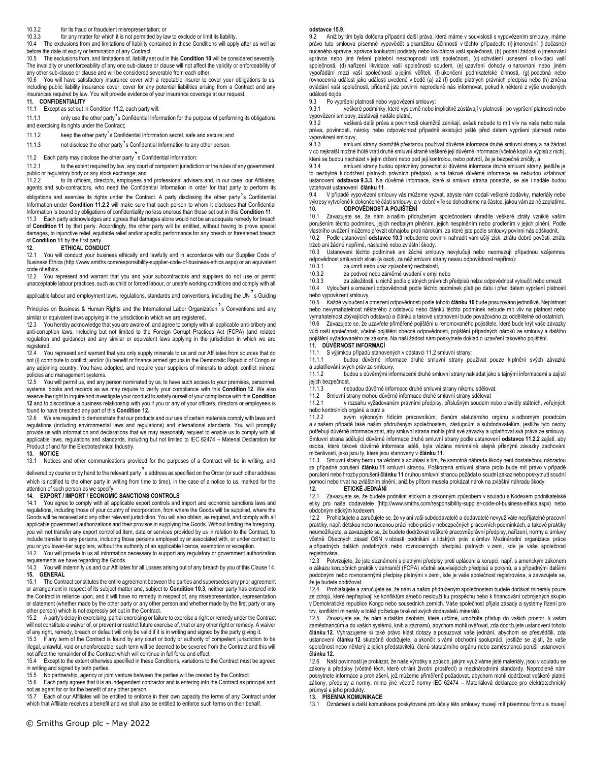10.3.2 for its fraud or fraudulent misrepresentation; or

10.3.3 for any matter for which it is not permitted by law to exclude or limit its liability.

10.4 The exclusions from and limitations of liability contained in these Conditions will apply after as well as before the date of expiry or termination of any Contract.

10.5 The exclusions from, and limitations of, liability set out in this **Condition 10** will be considered severally. The invalidity or unenforceability of any one sub-clause or clause will not affect the validity or enforceability of any other sub-clause or clause and will be considered severable from each other.

10.6 You will have satisfactory insurance cover with a reputable insurer to cover your obligations to us, including public liability insurance cover, cover for any potential liabilities arising from a Contract and any insurances required by law. You will provide evidence of your insurance coverage at our request.

**11. CONFIDENTIALITY**

11.1 Except as set out in Condition 11.2, each party will:

11.1.1 only use the other party's Confidential Information for the purpose of performing its obligations and exercising its rights under the Contract;

11.1.2 keep the other party's Confidential Information secret, safe and secure; and

11.1.3 not disclose the other party's Confidential Information to any other person.

11.2 Each party may disclose the other party's Confidential Information:

11.2.1 to the extent required by law, any court of competent jurisdiction or the rules of any government, public or regulatory body or any stock exchange; and

11.2.2 to its officers, directors, employees and professional advisers and, in our case, our Affiliates, agents and sub-contractors, who need the Confidential Information in order for that party to perform its obligations and exercise its rights under the Contract. A party disclosing the other party's Confidential Information under **Condition 11.2.2** will make sure that each person to whom it discloses that Confidential Information is bound by obligations of confidentiality no less onerous than those set out in this **Condition 11**.

11.3 Each party acknowledges and agrees that damages alone would not be an adequate remedy for breach of **Condition 11** by that party. Accordingly, the other party will be entitled, without having to prove special damages, to injunctive relief, equitable relief and/or specific performance for any breach or threatened breach of **Condition 11** by the first party.

**12. ETHICAL CONDUCT**

12.1 You will conduct your business ethically and lawfully and in accordance with our Supplier Code of Business Ethics (http://www.smiths.com/responsibility-supplier-code-of-business-ethics.aspx) or an equivalent code of ethics.

12.2 You represent and warrant that you and your subcontractors and suppliers do not use or permit unacceptable labour practices, such as child or forced labour, or unsafe working conditions and comply with all applicable labour and employment laws, regulations, standards and conventions, including the UN's Guiding Principles on Business & Human Rights and the International Labor Organization's Conventions and any similar or equivalent laws applying in the jurisdiction in which we are registered.

12.3 You hereby acknowledge that you are aware of, and agree to comply with all applicable anti-bribery and anti-corruption laws, including but not limited to the Foreign Corrupt Practices Act (FCPA) (and related regulation and guidance) and any similar or equivalent laws applying in the jurisdiction in which we are registered.

12.4 You represent and warrant that you only supply minerals to us and our Affiliates from sources that do not (i) contribute to conflict; and/or (ii) benefit or finance armed groups in the Democratic Republic of Congo or any adjoining country. You have adopted, and require your suppliers of minerals to adopt, conflict mineral policies and management systems.

12.5 You will permit us, and any person nominated by us, to have such access to your premises, personnel, systems, books and records as we may require to verify your compliance with this **Condition 12**. We also reserve the right to inquire and investigate your conduct to satisfy ourself of your compliance with this **Condition 12** and to discontinue a business relationship with you if you or any of your officers, directors or employees is found to have breached any part of this **Condition 12.**

12.6 We are required to demonstrate that our products and our use of certain materials comply with laws and regulations (including environmental laws and regulations) and international standards. You will promptly provide us with information and declarations that we may reasonably request to enable us to comply with all applicable laws, regulations and standards, including but not limited to IEC 62474 – Material Declaration for Product of and for the Electrotechnical Industry.

**13. NOTICE**

13.1 Notices and other communications provided for the purposes of a Contract will be in writing, and delivered by courier or by hand to the relevant party's address as specified on the Order (or such other address which is notified to the other party in writing from time to time), in the case of a notice to us, marked for the attention of such person as we specify.

**14. EXPORT / IMPORT / ECONOMIC SANCTIONS CONTROLS**

14.1 You agree to comply with all applicable export controls and import and economic sanctions laws and regulations, including those of your country of incorporation, from where the Goods will be supplied, where the Goods will be received and any other relevant jurisdiction. You will also obtain, as required, and comply with all applicable government authorizations and their provisos in supplying the Goods. Without limiting the foregoing, you will not transfer any export controlled item, data or services provided by us in relation to the Contract, to include transfer to any persons, including those persons employed by or associated with, or under contract to you or you lower-tier suppliers, without the authority of an applicable licence, exemption or exception.

14.2 You will provide to us all information necessary to support any regulatory or government authorization requirements we have regarding the Goods.

14.3 You will indemnify us and our Affiliates for all Losses arising out of any breach by you of this Clause 14.

**15. GENERAL**

15.1 The Contract constitutes the entire agreement between the parties and supersedes any prior agreement or arrangement in respect of its subject matter and, subject to **Condition 10.3**, neither party has entered into the Contract in reliance upon, and it will have no remedy in respect of, any misrepresentation, representation or statement (whether made by the other party or any other person and whether made by the first party or any other person) which is not expressly set out in the Contract.

15.2 A party's delay in exercising, partial exercising or failure to exercise a right or remedy under the Contract will not constitute a waiver of, or prevent or restrict future exercise of, that or any other right or remedy. A waiver of any right, remedy, breach or default will only be valid if it is in writing and signed by the party giving it.

15.3 If any term of the Contract is found by any court or body or authority of competent jurisdiction to be illegal, unlawful, void or unenforceable, such term will be deemed to be severed from the Contract and this will not affect the remainder of the Contract which will continue in full force and effect.

15.4 Except to the extent otherwise specified in these Conditions, variations to the Contract must be agreed in writing and signed by both parties.

15.5 No partnership, agency or joint venture between the parties will be created by the Contract.

15.6 Each party agrees that it is an independent contractor and is entering into the Contract as principal and not as agent for or for the benefit of any other person.

15.7 Each of our Affiliates will be entitled to enforce in their own capacity the terms of any Contract under which that Affiliate receives a benefit and we shall also be entitled to enforce such terms on their behalf.

**odstavce 15.9**.

9.2 Aniž by tím byla dotčena případná další práva, která máme v souvislosti s vypovězením smlouvy, máme právo tuto smlouvu písemně vypovědět s okamžitou účinností v těchto případech: (i) jmenování (i dočasné) nuceného správce, správce konkurzní podstaty nebo likvidátora vaší společnosti, (b) podání žádosti o jmenování správce nebo jiné řešení platební neschopnosti vaší společnosti, (c) schválení usnesení o likvidaci vaší společnosti, (d) nařízení likvidace vaší společnosti soudem, (e) uzavření dohody o narovnání nebo jiném vypořádání mezi vaší společností a jejími věřiteli, (f) ukončení podnikatelské činnosti, (g) podobná nebo rovnocenná událost jako události uvedené v bodě (a) až (f) podle platných právních předpisů nebo (h) změna ovládání vaší společnosti, přičemž jste povinni neprodleně nás informovat, pokud k některé z výše uvedených událostí dojde.

9.3 Po vypršení platnosti nebo vypovězení smlouvy:

9.3.1 veškeré podmínky, které výslovně nebo implicitně zůstávají v platnosti i po vypršení platnosti nebo vypovězení smlouvy, zůstávají nadále platné,

9.3.2 veškerá další práva a povinnosti okamžitě zanikají, avšak nebude to mít vliv na vaše nebo naše práva, povinnosti, nároky nebo odpovědnost případně existující ještě před datem vypršení platnosti nebo vypovězení smlouvy,

9.3.3 smluvní strany okamžitě přestanou používat důvěrné informace druhé smluvní strany a na žádost v co nejkratší možné lhůtě vrátí druhé smluvní straně veškeré její důvěrné informace (včetně kopií a výpisů z nich), které se budou nacházet v jejím držení nebo pod její kontrolou, nebo potvrdí, že je bezpečně zničily, a

9.3.4 smluvní strany budou oprávněny ponechat si důvěrné informace druhé smluvní strany, jestliže je to nezbytné k dodržení platných právních předpisů, a na takové důvěrné informace se nebudou vztahovat ustanovení **odstavce 9.3.3**. Na důvěrné informace, které si smluvní strana ponechá, se ale i nadále budou vztahovat ustanovení **článku 11** .

9.4 V případě vypovězení smlouvy vás můžeme vyzvat, abyste nám dodali veškeré dodávky, materiály nebo výkresy vytvořené k dokončené části smlouvy, a v dobré víře se dohodneme na částce, jakou vám za ně zaplatíme.

**10. ODPOVĚDNOST A POJIŠTĚNÍ**

10.1 Zavazujete se, že nám a našim přidruženým společnostem uhradíte veškeré ztráty vzniklé vaším porušením těchto podmínek, jejich nedbalým plněním, jejich nesplněním nebo prodlením v jejich plnění. Podle vlastního uvážení můžeme převzít obhajobu proti nárokům, za které jste podle smlouvy povinni nás odškodnit.

10.2 Podle ustanovení **odstavce 10.3** nebudeme povinni nahradit vám ušlý zisk, ztrátu dobré pověsti, ztrátu tržeb ani žádné nepřímé, následné nebo zvláštní škody.

10.3 Ustanovení těchto podmínek ani žádné smlouvy nevylučují nebo neomezují případnou vzájemnou odpovědnost smluvních stran (a osob, za něž smluvní strany nesou odpovědnost nepřímo):

10.3.1 za úmrtí nebo úraz způsobený nedbalostí,

10.3.2 za podvod nebo záměrné uvedení v omyl nebo

10.3.3 za záležitosti, u nichž podle platných právních předpisů nelze odpovědnost vyloučit nebo omezit.

10.4 Vyloučení a omezení odpovědnosti podle těchto podmínek platí po datu i před datem vypršení platnosti nebo vypovězení smlouvy.

10.5 Každé vyloučení a omezení odpovědnosti podle tohoto **článku 10** bude posuzováno jednotlivě. Neplatnost nebo nevymahatelnost některého z odstavců nebo článků těchto podmínek nebude mít vliv na platnost nebo vymahatelnost zbývajících odstavců a článků a takové ustanovení bude považováno za oddělitelné od ostatních.

10.6 Zavazujete se, že uzavřete přiměřené pojištění u renomovaného pojistitele, které bude krýt vaše závazky vůči naší společnosti, včetně pojištění obecné odpovědnosti, pojištění případných nároků ze smlouvy a dalšího pojištění vyžadovaného ze zákona. Na naši žádost nám poskytnete doklad o uzavření takového pojištění.

**11. DŮVĚRNOST INFORMACÍ**

11.1 S výjimkou případů stanovených v odstavci 11.2 smluvní strany:

11.1.1 budou důvěrné informace druhé smluvní strany používat pouze k plnění svých závazků a uplatňování svých práv ze smlouvy,

11.1.2 budou s důvěrnými informacemi druhé smluvní strany nakládat jako s tajnými informacemi a zajistí jejich bezpečnost,

11.1.3 nebudou důvěrné informace druhé smluvní strany nikomu sdělovat.

11.2 Smluvní strany mohou důvěrné informace druhé smluvní strany sdělovat

11.2.1 v rozsahu vyžadovaném právními předpisy, příslušným soudem nebo pravidly státních, veřejných nebo kontrolních orgánů a burz a

11.2.2 svým výkonným řídícím pracovníkům, členům statutárního orgánu a odborným poradcům a v našem případě také našim přidruženým společnostem, zástupcům a subdodavatelům, jestliže tyto osoby potřebují důvěrné informace znát, aby smluvní strana mohla plnit své závazky a uplatňovat svá práva ze smlouvy. Smluvní strana sdělující důvěrné informace druhé smluvní strany podle ustanovení **odstavce 11.2.2** zajistí, aby osoba, které takové důvěrné informace sdělí, byla vázána minimálně stejně přísnými závazky zachování mlčenlivosti, jako jsou ty, které jsou stanoveny v **článku 11**.

11.3 Smluvní strany berou na vědomí a souhlasí s tím, že samotná náhrada škody není dostatečnou náhradou za případné porušení **článku 11** smluvní stranou. Poškozená smluvní strana proto bude mít právo v případě porušení nebo hrozby porušení **článku 11** druhou smluvní stranou požádat o soudní zákaz nebo poskytnutí soudní pomoci nebo trvat na zvláštním plnění, aniž by přitom musela prokázat nárok na zvláštní náhradu škody.

**12. ETICKÉ JEDNÁNÍ**

12.1 Zavazujete se, že budete podnikat etickým a zákonným způsobem v souladu s Kodexem podnikatelské etiky pro naše dodavatele (http://www.smiths.com/responsibility-supplier-code-of-business-ethics.aspx) nebo obdobným etickým kodexem.

12.2 Prohlašujete a zaručujete se, že vy ani vaši subdodavatelé a dodavatelé nevyužíváte nepřijatelné pracovní praktiky, např. dětskou nebo nucenou práci nebo práci v nebezpečných pracovních podmínkách, a takové praktiky neumožňujete, a zavazujete se, že budete dodržovat veškeré pracovněprávní předpisy, nařízení, normy a úmluvy včetně Obecných zásad OSN v oblasti podnikání a lidských práv a úmluv Mezinárodní organizace práce a případných dalších podobných nebo rovnocenných předpisů platných v zemi, kde je vaše společnost registrována.

12.3 Potvrzujete, že jste seznámeni s platnými předpisy proti uplácení a korupci, např. s americkým zákonem o zákazu korupčních praktik v zahraničí (FCPA) včetně souvisejících předpisů a pokynů, a s případnými dalšími podobnými nebo rovnocennými předpisy platnými v zemi, kde je vaše společnost registrována, a zavazujete se, že je budete dodržovat.

12.4 Prohlašujete a zaručujete se, že nám a našim přidruženým společnostem budete dodávat minerály pouze ze zdrojů, které nepřispívají ke konfliktům a/nebo neslouží ku prospěchu nebo k financování ozbrojených skupin v Demokratické republice Kongo nebo sousedních zemích. Vaše společnost přijala zásady a systémy řízení pro tzv. konfliktní minerály a totéž požaduje také od svých dodavatelů minerálů.

12.5 Zavazujete se, že nám a dalším osobám, které určíme, umožníte přístup do vašich prostor, k vašim zaměstnancům a do vašich systémů, knih a záznamů, abychom mohli ověřovat, zda dodržujete ustanovení tohoto **článku 12**. Vyhrazujeme si také právo klást dotazy a posuzovat vaše jednání, abychom se přesvědčili, zda ustanovení **článku 12** skutečně dodržujete, a ukončit s vámi obchodní spolupráci, jestliže se zjistí, že vaše společnost nebo některý z jejích představitelů, členů statutárního orgánu nebo zaměstnanců poruší ustanovení **článku 12.**

12.6 Naší povinností je prokázat, že naše výrobky a způsob, jakým využíváme jisté materiály, jsou v souladu se zákony a předpisy (včetně těch, které chrání životní prostředí) a mezinárodními standardy. Neprodleně nám poskytnete informace a prohlášení, jež můžeme přiměřeně požadovat, abychom mohli dodržovat veškeré platné zákony, předpisy a normy, mimo jiné včetně normy IEC 62474 – Materiálová deklarace pro elektrotechnický průmysl a jeho produkty.

**13. PÍSEMNÁ KOMUNIKACE**

13.1 Oznámení a další komunikace poskytované pro účely této smlouvy musejí mít písemnou formu a musejí

© Smiths Group plc - May 2022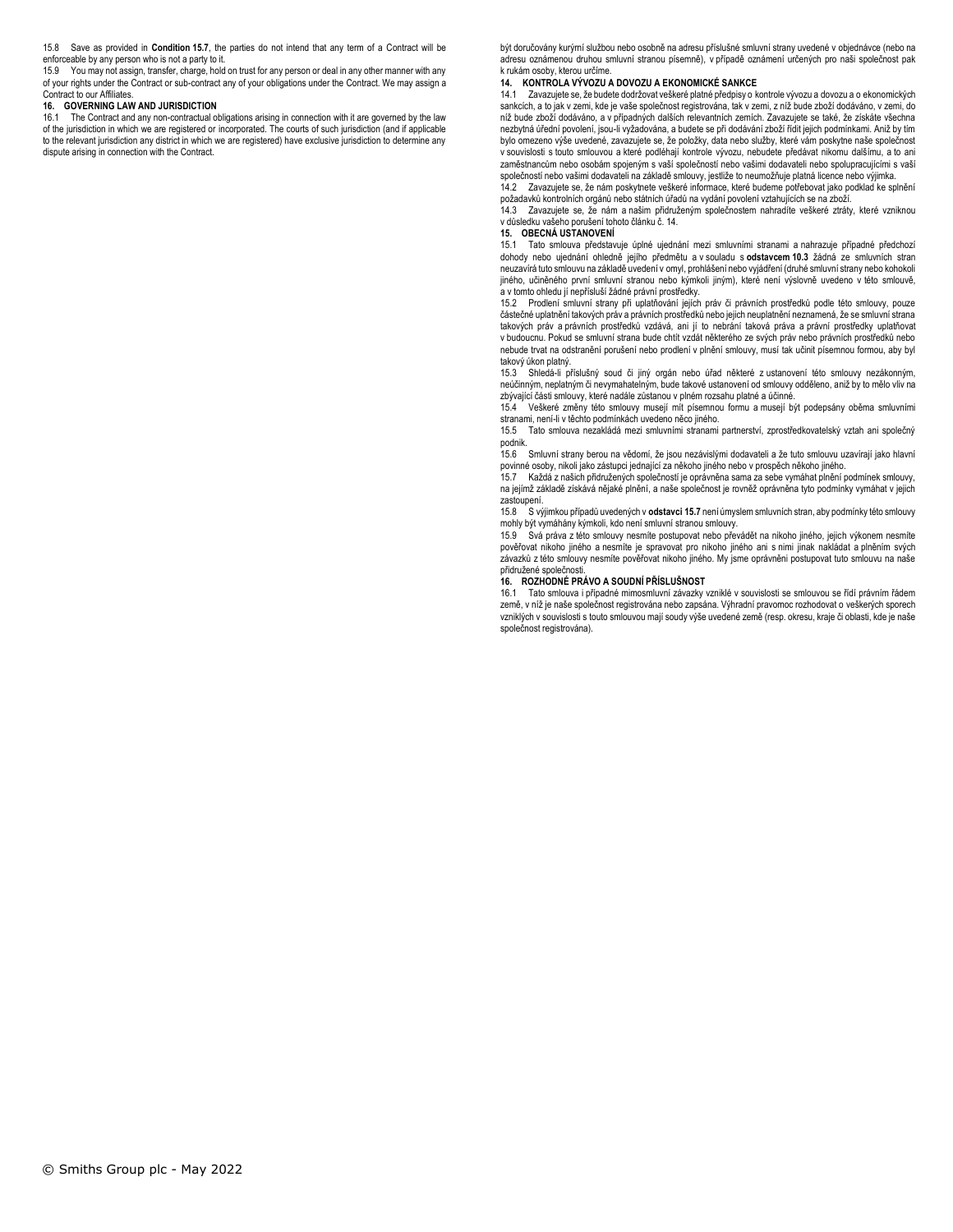15.8 Save as provided in **Condition 15.7**, the parties do not intend that any term of a Contract will be enforceable by any person who is not a party to it.

15.9 You may not assign, transfer, charge, hold on trust for any person or deal in any other manner with any of your rights under the Contract or sub-contract any of your obligations under the Contract. We may assign a Contract to our Affiliates.

**16. GOVERNING LAW AND JURISDICTION**

16.1 The Contract and any non-contractual obligations arising in connection with it are governed by the law of the jurisdiction in which we are registered or incorporated. The courts of such jurisdiction (and if applicable to the relevant jurisdiction any district in which we are registered) have exclusive jurisdiction to determine any dispute arising in connection with the Contract.

být doručovány kurýrní službou nebo osobně na adresu příslušné smluvní strany uvedené v objednávce (nebo na adresu oznámenou druhou smluvní stranou písemně), v případě oznámení určených pro naši společnost pak k rukám osoby, kterou určíme.

**14. KONTROLA VÝVOZU A DOVOZU A EKONOMICKÉ SANKCE**

14.1 Zavazujete se, že budete dodržovat veškeré platné předpisy o kontrole vývozu a dovozu a o ekonomických sankcích, a to jak v zemi, kde je vaše společnost registrována, tak v zemi, z níž bude zboží dodáváno, v zemi, do níž bude zboží dodáváno, a v případných dalších relevantních zemích. Zavazujete se také, že získáte všechna nezbytná úřední povolení, jsou-li vyžadována, a budete se při dodávání zboží řídit jejich podmínkami. Aniž by tím bylo omezeno výše uvedené, zavazujete se, že položky, data nebo služby, které vám poskytne naše společnost v souvislosti s touto smlouvou a které podléhají kontrole vývozu, nebudete předávat nikomu dalšímu, a to ani zaměstnancům nebo osobám spojeným s vaší společností nebo vašimi dodavateli nebo spolupracujícími s vaší společností nebo vašimi dodavateli na základě smlouvy, jestliže to neumožňuje platná licence nebo výjimka.

14.2 Zavazujete se, že nám poskytnete veškeré informace, které budeme potřebovat jako podklad ke splnění požadavků kontrolních orgánů nebo státních úřadů na vydání povolení vztahujících se na zboží.

14.3 Zavazujete se, že nám a našim přidruženým společnostem nahradíte veškeré ztráty, které vzniknou v důsledku vašeho porušení tohoto článku č. 14.

**15. OBECNÁ USTANOVENÍ**

15.1 Tato smlouva představuje úplné ujednání mezi smluvními stranami a nahrazuje případné předchozí dohody nebo ujednání ohledně jejího předmětu a v souladu s **odstavcem 10.3** žádná ze smluvních stran neuzavírá tuto smlouvu na základě uvedení v omyl, prohlášení nebo vyjádření (druhé smluvní strany nebo kohokoli jiného, učiněného první smluvní stranou nebo kýmkoli jiným), které není výslovně uvedeno v této smlouvě, a v tomto ohledu jí nepřísluší žádné právní prostředky.

15.2 Prodlení smluvní strany při uplatňování jejích práv či právních prostředků podle této smlouvy, pouze částečné uplatnění takových práv a právních prostředků nebo jejich neuplatnění neznamená, že se smluvní strana takových práv a právních prostředků vzdává, ani jí to nebrání taková práva a právní prostředky uplatňovat v budoucnu. Pokud se smluvní strana bude chtít vzdát některého ze svých práv nebo právních prostředků nebo nebude trvat na odstranění porušení nebo prodlení v plnění smlouvy, musí tak učinit písemnou formou, aby byl takový úkon platný.

15.3 Shledá-li příslušný soud či jiný orgán nebo úřad některé z ustanovení této smlouvy nezákonným, neúčinným, neplatným či nevymahatelným, bude takové ustanovení od smlouvy odděleno, aniž by to mělo vliv na zbývající části smlouvy, které nadále zůstanou v plném rozsahu platné a účinné.

15.4 Veškeré změny této smlouvy musejí mít písemnou formu a musejí být podepsány oběma smluvními stranami, není-li v těchto podmínkách uvedeno něco jiného.

15.5 Tato smlouva nezakládá mezi smluvními stranami partnerství, zprostředkovatelský vztah ani společný podnik.

15.6 Smluvní strany berou na vědomí, že jsou nezávislými dodavateli a že tuto smlouvu uzavírají jako hlavní povinné osoby, nikoli jako zástupci jednající za někoho jiného nebo v prospěch někoho jiného.

15.7 Každá z našich přidružených společností je oprávněna sama za sebe vymáhat plnění podmínek smlouvy, na jejímž základě získává nějaké plnění, a naše společnost je rovněž oprávněna tyto podmínky vymáhat v jejich zastoupení.

15.8 S výjimkou případů uvedených v **odstavci 15.7** není úmyslem smluvních stran, aby podmínky této smlouvy mohly být vymáhány kýmkoli, kdo není smluvní stranou smlouvy.

15.9 Svá práva z této smlouvy nesmíte postupovat nebo převádět na nikoho jiného, jejich výkonem nesmíte pověřovat nikoho jiného a nesmíte je spravovat pro nikoho jiného ani s nimi jinak nakládat a plněním svých závazků z této smlouvy nesmíte pověřovat nikoho jiného. My jsme oprávněni postupovat tuto smlouvu na naše přidružené společnosti.

**16. ROZHODNÉ PRÁVO A SOUDNÍ PŘÍSLUŠNOST**

16.1 Tato smlouva i případné mimosmluvní závazky vzniklé v souvislosti se smlouvou se řídí právním řádem země, v níž je naše společnost registrována nebo zapsána. Výhradní pravomoc rozhodovat o veškerých sporech vzniklých v souvislosti s touto smlouvou mají soudy výše uvedené země (resp. okresu, kraje či oblasti, kde je naše společnost registrována).

© Smiths Group plc - May 2022